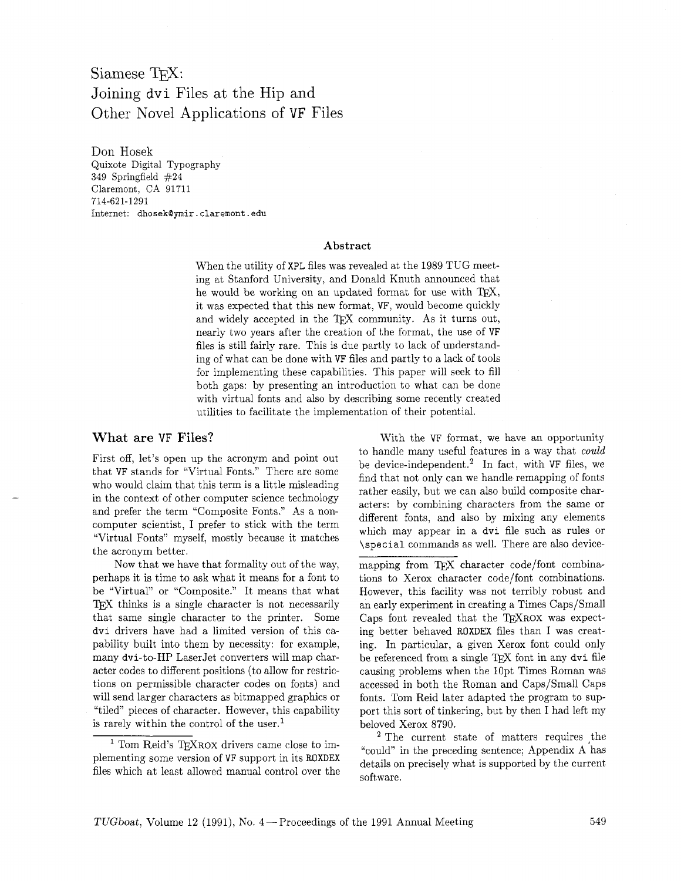# Siamese TEX: Joining dvi Files at the Hip and Other Novel Applications of VF Files

Don Hosek
Quixote Digital Typography
349 Springfield #24
Claremont, CA 91711
714-621-1291
Internet: dhosek@ymir.claremont.edu

### Abstract

When the utility of XPL files was revealed at the 1989 TUG meeting at Stanford University, and Donald Knuth announced that he would be working on an updated format for use with TEX, it was expected that this new format, VF, would become quickly and widely accepted in the TEX community. As it turns out, nearly two years after the creation of the format, the use of VF files is still fairly rare. This is due partly to lack of understanding of what can be done with VF files and partly to a lack of tools for implementing these capabilities. This paper will seek to fill both gaps: by presenting an introduction to what can be done with virtual fonts and also by describing some recently created utilities to facilitate the implementation of their potential.

## What are VF Files?

First off, let's open up the acronym and point out that VF stands for "Virtual Fonts." There are some who would claim that this term is a little misleading in the context of other computer science technology and prefer the term "Composite Fonts." As a non-computer scientist, I prefer to stick with the term "Virtual Fonts" myself, mostly because it matches the acronym better.

Now that we have that formality out of the way, perhaps it is time to ask what it means for a font to be "Virtual" or "Composite." It means that what TEX thinks is a single character is not necessarily that same single character to the printer. Some dvi drivers have had a limited version of this capability built into them by necessity: for example, many dvi-to-HP LaserJet converters will map character codes to different positions (to allow for restrictions on permissible character codes on fonts) and will send larger characters as bitmapped graphics or "tiled" pieces of character. However, this capability is rarely within the control of the user.[1]

With the VF format, we have an opportunity to handle many useful features in a way that *could* be device-independent.[2] In fact, with VF files, we find that not only can we handle remapping of fonts rather easily, but we can also build composite characters: by combining characters from the same or different fonts, and also by mixing any elements which may appear in a dvi file such as rules or \special commands as well. There are also device-

---

[1] Tom Reid's TEXROX drivers came close to implementing some version of VF support in its ROXDEX files which at least allowed manual control over the mapping from TEX character code/font combinations to Xerox character code/font combinations. However, this facility was not terribly robust and an early experiment in creating a Times Caps/Small Caps font revealed that the TEXROX was expecting better behaved ROXDEX files than I was creating. In particular, a given Xerox font could only be referenced from a single TEX font in any dvi file causing problems when the 10pt Times Roman was accessed in both the Roman and Caps/Small Caps fonts. Tom Reid later adapted the program to support this sort of tinkering, but by then I had left my beloved Xerox 8790.

[2] The current state of matters requires the "could" in the preceding sentence; Appendix A has details on precisely what is supported by the current software.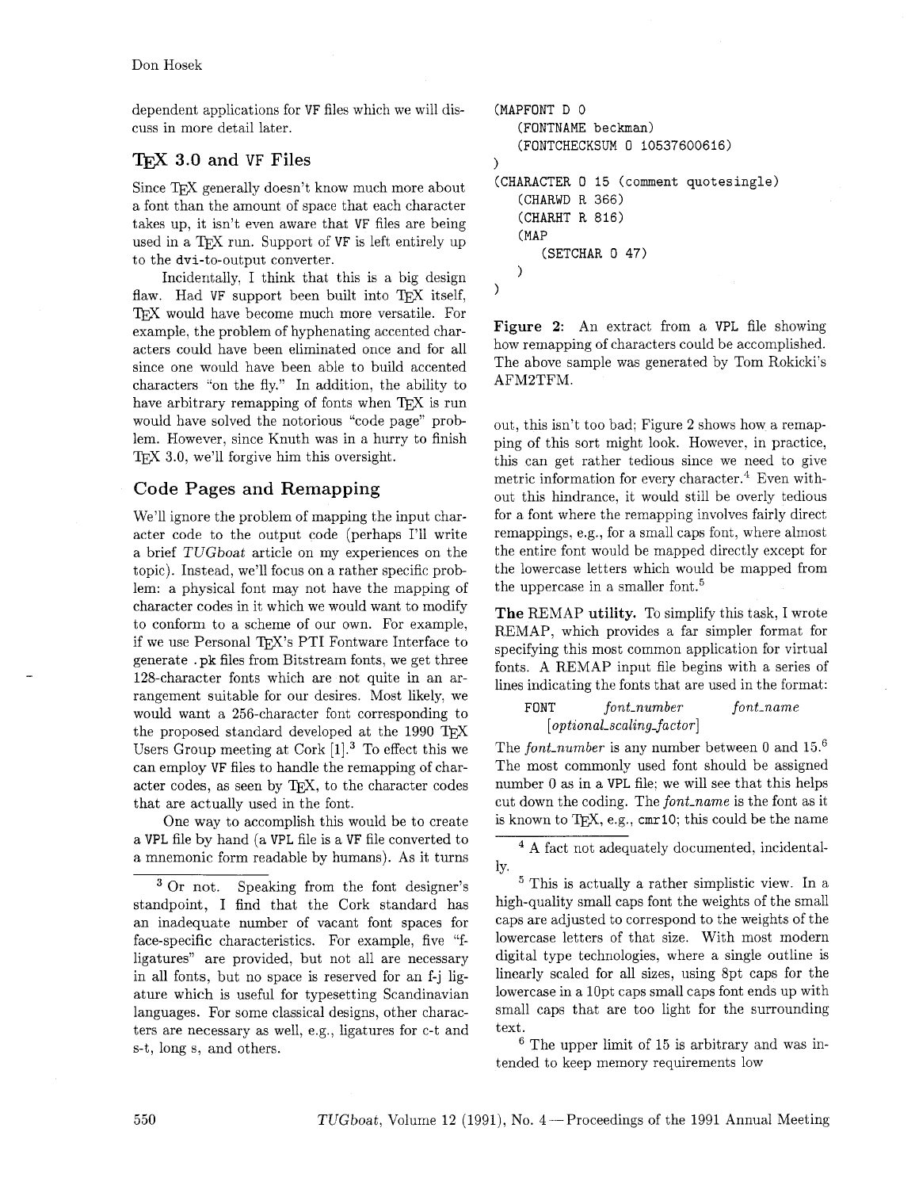dependent applications for VF files which we will discuss in more detail later.

## TeX 3.0 and VF Files

Since TeX generally doesn't know much more about a font than the amount of space that each character takes up, it isn't even aware that VF files are being used in a TeX run. Support of VF is left entirely up to the dvi-to-output converter.

Incidentally, I think that this is a big design flaw. Had VF support been built into TeX itself, TeX would have become much more versatile. For example, the problem of hyphenating accented characters could have been eliminated once and for all since one would have been able to build accented characters "on the fly." In addition, the ability to have arbitrary remapping of fonts when TeX is run would have solved the notorious "code page" problem. However, since Knuth was in a hurry to finish TeX 3.0, we'll forgive him this oversight.

## Code Pages and Remapping

We'll ignore the problem of mapping the input character code to the output code (perhaps I'll write a brief *TUGboat* article on my experiences on the topic). Instead, we'll focus on a rather specific problem: a physical font may not have the mapping of character codes in it which we would want to modify to conform to a scheme of our own. For example, if we use Personal TeX's PTI Fontware Interface to generate .pk files from Bitstream fonts, we get three 128-character fonts which are not quite in an arrangement suitable for our desires. Most likely, we would want a 256-character font corresponding to the proposed standard developed at the 1990 TeX Users Group meeting at Cork [1].[3] To effect this we can employ VF files to handle the remapping of character codes, as seen by TeX, to the character codes that are actually used in the font.

One way to accomplish this would be to create a VPL file by hand (a VPL file is a VF file converted to a mnemonic form readable by humans). As it turns out, this isn't too bad; Figure 2 shows how a remapping of this sort might look. However, in practice, this can get rather tedious since we need to give metric information for every character.[4] Even without this hindrance, it would still be overly tedious for a font where the remapping involves fairly direct remappings, e.g., for a small caps font, where almost the entire font would be mapped directly except for the lowercase letters which would be mapped from the uppercase in a smaller font.[5]

```
(MAPFONT D 0
   (FONTNAME beckman)
   (FONTCHECKSUM O 10537600616)
)
(CHARACTER O 15 (comment quotesingle)
   (CHARWD R 366)
   (CHARHT R 816)
   (MAP
      (SETCHAR O 47)
   )
)
```

**Figure 2**: An extract from a VPL file showing how remapping of characters could be accomplished. The above sample was generated by Tom Rokicki's AFM2TFM.

**The** REMAP **utility.** To simplify this task, I wrote REMAP, which provides a far simpler format for specifying this most common application for virtual fonts. A REMAP input file begins with a series of lines indicating the fonts that are used in the format:

FONT *font_number* *font_name* [*optional_scaling_factor*]

The *font_number* is any number between 0 and 15.[6] The most commonly used font should be assigned number 0 as in a VPL file; we will see that this helps cut down the coding. The *font_name* is the font as it is known to TeX, e.g., cmr10; this could be the name

---

[3] Or not. Speaking from the font designer's standpoint, I find that the Cork standard has an inadequate number of vacant font spaces for face-specific characteristics. For example, five "f-ligatures" are provided, but not all are necessary in all fonts, but no space is reserved for an f-j ligature which is useful for typesetting Scandinavian languages. For some classical designs, other characters are necessary as well, e.g., ligatures for c-t and s-t, long s, and others.

[4] A fact not adequately documented, incidentally.

[5] This is actually a rather simplistic view. In a high-quality small caps font the weights of the small caps are adjusted to correspond to the weights of the lowercase letters of that size. With most modern digital type technologies, where a single outline is linearly scaled for all sizes, using 8pt caps for the lowercase in a 10pt caps small caps font ends up with small caps that are too light for the surrounding text.

[6] The upper limit of 15 is arbitrary and was intended to keep memory requirements low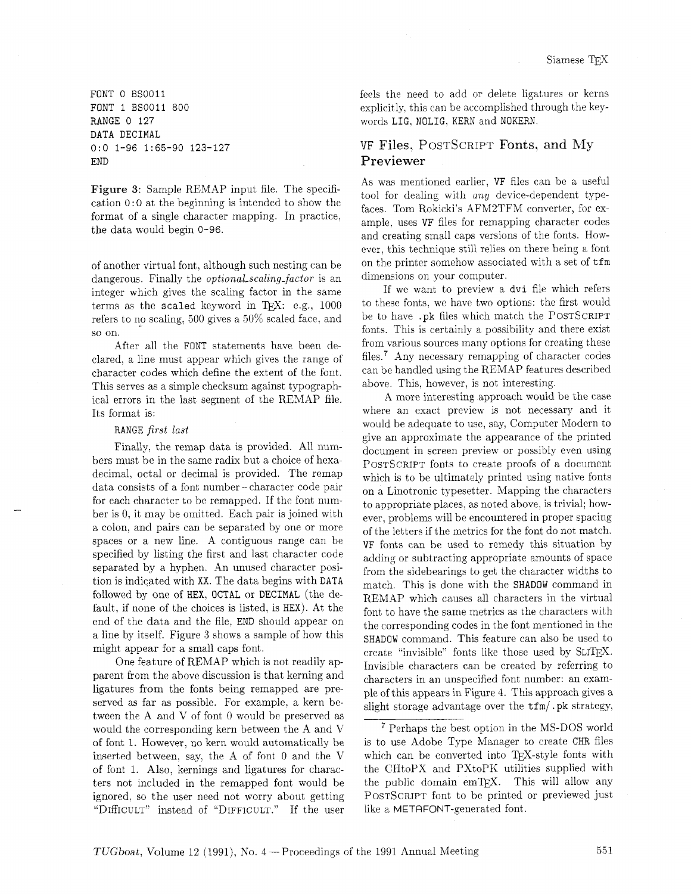```
FONT 0 BS0011
FONT 1 BS0011 800
RANGE 0 127
DATA DECIMAL
0:0 1-96 1:65-90 123-127
END
```

**Figure 3**: Sample REMAP input file. The specification `0:0` at the beginning is intended to show the format of a single character mapping. In practice, the data would begin `0-96`.

of another virtual font, although such nesting can be dangerous. Finally the *optional_scaling_factor* is an integer which gives the scaling factor in the same terms as the `scaled` keyword in TeX: e.g., 1000 refers to no scaling, 500 gives a 50% scaled face, and so on.

After all the `FONT` statements have been declared, a line must appear which gives the range of character codes which define the extent of the font. This serves as a simple checksum against typographical errors in the last segment of the REMAP file. Its format is:

`RANGE` *first last*

Finally, the remap data is provided. All numbers must be in the same radix but a choice of hexadecimal, octal or decimal is provided. The remap data consists of a font number – character code pair for each character to be remapped. If the font number is 0, it may be omitted. Each pair is joined with a colon, and pairs can be separated by one or more spaces or a new line. A contiguous range can be specified by listing the first and last character code separated by a hyphen. An unused character position is indicated with `XX`. The data begins with `DATA` followed by one of `HEX`, `OCTAL` or `DECIMAL` (the default, if none of the choices is listed, is `HEX`). At the end of the data and the file, `END` should appear on a line by itself. Figure 3 shows a sample of how this might appear for a small caps font.

One feature of REMAP which is not readily apparent from the above discussion is that kerning and ligatures from the fonts being remapped are preserved as far as possible. For example, a kern between the A and V of font 0 would be preserved as would the corresponding kern between the A and V of font 1. However, no kern would automatically be inserted between, say, the A of font 0 and the V of font 1. Also, kernings and ligatures for characters not included in the remapped font would be ignored, so the user need not worry about getting "DIﬃCULT" instead of "DIFFICULT." If the user feels the need to add or delete ligatures or kerns explicitly, this can be accomplished through the keywords `LIG`, `NOLIG`, `KERN` and `NOKERN`.

## VF Files, PostScript Fonts, and My Previewer

As was mentioned earlier, `VF` files can be a useful tool for dealing with *any* device-dependent typefaces. Tom Rokicki's AFM2TFM converter, for example, uses `VF` files for remapping character codes and creating small caps versions of the fonts. However, this technique still relies on there being a font on the printer somehow associated with a set of `tfm` dimensions on your computer.

If we want to preview a `dvi` file which refers to these fonts, we have two options: the first would be to have `.pk` files which match the PostScript fonts. This is certainly a possibility and there exist from various sources many options for creating these files.[7] Any necessary remapping of character codes can be handled using the REMAP features described above. This, however, is not interesting.

A more interesting approach would be the case where an exact preview is not necessary and it would be adequate to use, say, Computer Modern to give an approximate the appearance of the printed document in screen preview or possibly even using PostScript fonts to create proofs of a document which is to be ultimately printed using native fonts on a Linotronic typesetter. Mapping the characters to appropriate places, as noted above, is trivial; however, problems will be encountered in proper spacing of the letters if the metrics for the font do not match. `VF` fonts can be used to remedy this situation by adding or subtracting appropriate amounts of space from the sidebearings to get the character widths to match. This is done with the `SHADOW` command in REMAP which causes all characters in the virtual font to have the same metrics as the characters with the corresponding codes in the font mentioned in the `SHADOW` command. This feature can also be used to create "invisible" fonts like those used by SliTeX. Invisible characters can be created by referring to characters in an unspecified font number: an example of this appears in Figure 4. This approach gives a slight storage advantage over the `tfm`/`.pk` strategy,

---

[7] Perhaps the best option in the MS-DOS world is to use Adobe Type Manager to create `CHR` files which can be converted into TeX-style fonts with the CHtoPX and PXtoPK utilities supplied with the public domain emTeX. This will allow any PostScript font to be printed or previewed just like a METAFONT-generated font.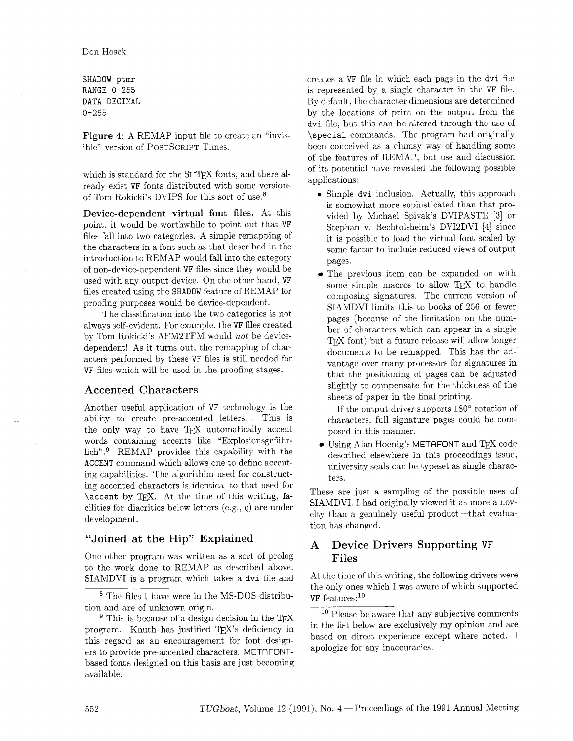```
SHADOW ptmr
RANGE 0 255
DATA DECIMAL
0-255
```

**Figure 4:** A REMAP input file to create an "invisible" version of POSTSCRIPT Times.

which is standard for the SLITEX fonts, and there already exist VF fonts distributed with some versions of Tom Rokicki's DVIPS for this sort of use.[8]

**Device-dependent virtual font files.** At this point, it would be worthwhile to point out that VF files fall into two categories. A simple remapping of the characters in a font such as that described in the introduction to REMAP would fall into the category of non-device-dependent VF files since they would be used with any output device. On the other hand, VF files created using the SHADOW feature of REMAP for proofing purposes would be device-dependent.

The classification into the two categories is not always self-evident. For example, the VF files created by Tom Rokicki's AFM2TFM would *not* be device-dependent! As it turns out, the remapping of characters performed by these VF files is still needed for VF files which will be used in the proofing stages.

## Accented Characters

Another useful application of VF technology is the ability to create pre-accented letters. This is the only way to have TEX automatically accent words containing accents like "Explosionsgefährlich".[9] REMAP provides this capability with the ACCENT command which allows one to define accenting capabilities. The algorithim used for constructing accented characters is identical to that used for `\accent` by TEX. At the time of this writing, facilities for diacritics below letters (e.g., ç) are under development.

## "Joined at the Hip" Explained

One other program was written as a sort of prolog to the work done to REMAP as described above. SIAMDVI is a program which takes a dvi file and creates a VF file in which each page in the dvi file is represented by a single character in the VF file. By default, the character dimensions are determined by the locations of print on the output from the dvi file, but this can be altered through the use of `\special` commands. The program had originally been conceived as a clumsy way of handling some of the features of REMAP, but use and discussion of its potential have revealed the following possible applications:

- Simple dvi inclusion. Actually, this approach is somewhat more sophisticated than that provided by Michael Spivak's DVIPASTE [3] or Stephan v. Bechtolsheim's DVI2DVI [4] since it is possible to load the virtual font scaled by some factor to include reduced views of output pages.
- The previous item can be expanded on with some simple macros to allow TEX to handle composing signatures. The current version of SIAMDVI limits this to books of 256 or fewer pages (because of the limitation on the number of characters which can appear in a single TEX font) but a future release will allow longer documents to be remapped. This has the advantage over many processors for signatures in that the positioning of pages can be adjusted slightly to compensate for the thickness of the sheets of paper in the final printing.

  If the output driver supports 180° rotation of characters, full signature pages could be composed in this manner.
- Using Alan Hoenig's METAFONT and TEX code described elsewhere in this proceedings issue, university seals can be typeset as single characters.

These are just a sampling of the possible uses of SIAMDVI. I had originally viewed it as more a novelty than a genuinely useful product—that evaluation has changed.

## A Device Drivers Supporting VF Files

At the time of this writing, the following drivers were the only ones which I was aware of which supported VF features:[10]

---

[8] The files I have were in the MS-DOS distribution and are of unknown origin.

[9] This is because of a design decision in the TEX program. Knuth has justified TEX's deficiency in this regard as an encouragement for font designers to provide pre-accented characters. METAFONT-based fonts designed on this basis are just becoming available.

[10] Please be aware that any subjective comments in the list below are exclusively my opinion and are based on direct experience except where noted. I apologize for any inaccuracies.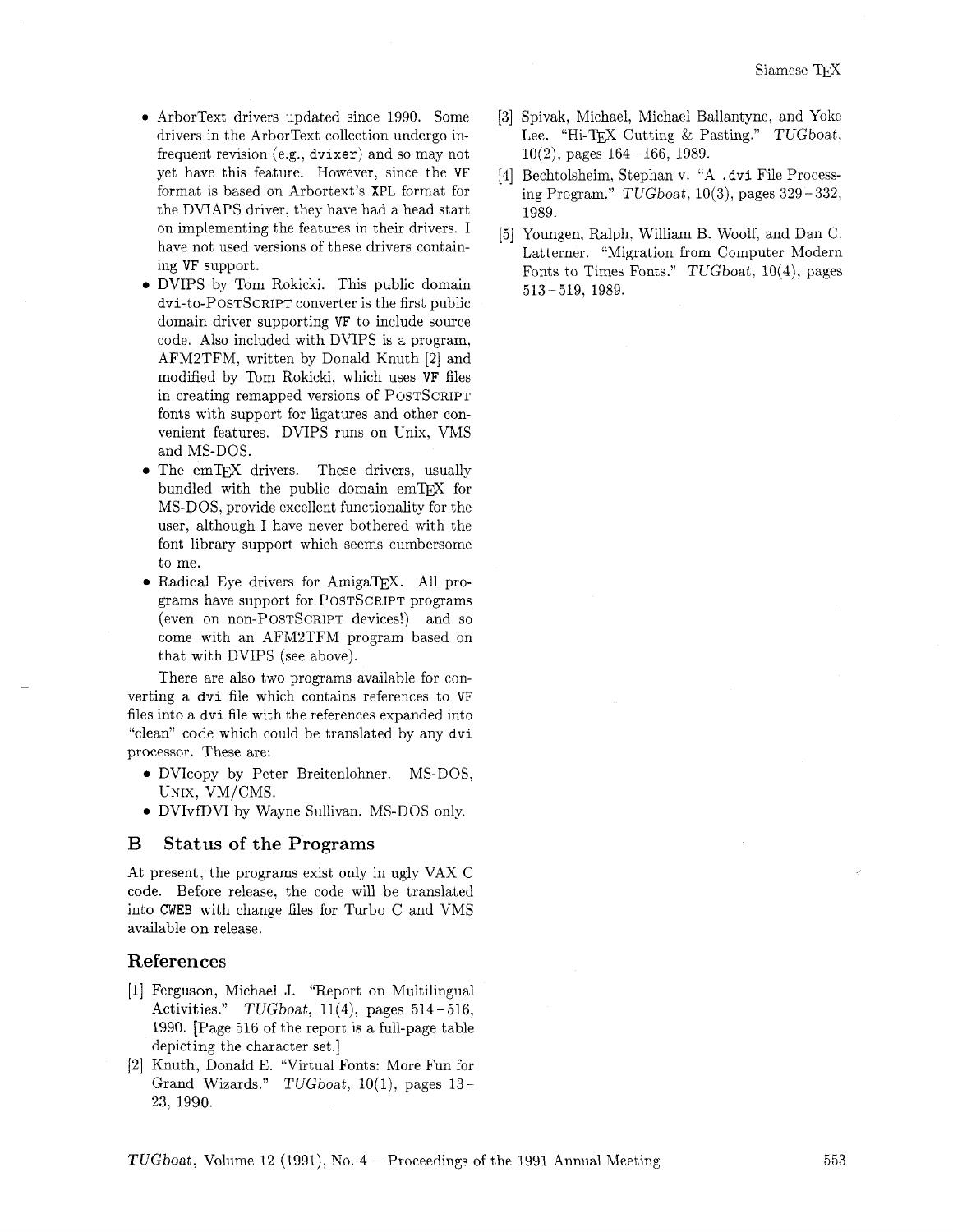- ArborText drivers updated since 1990. Some drivers in the ArborText collection undergo infrequent revision (e.g., `dvixer`) and so may not yet have this feature. However, since the VF format is based on Arbortext's XPL format for the DVIAPS driver, they have had a head start on implementing the features in their drivers. I have not used versions of these drivers containing VF support.
- DVIPS by Tom Rokicki. This public domain dvi-to-PostScript converter is the first public domain driver supporting VF to include source code. Also included with DVIPS is a program, AFM2TFM, written by Donald Knuth [2] and modified by Tom Rokicki, which uses VF files in creating remapped versions of PostScript fonts with support for ligatures and other convenient features. DVIPS runs on Unix, VMS and MS-DOS.
- The emTeX drivers. These drivers, usually bundled with the public domain emTeX for MS-DOS, provide excellent functionality for the user, although I have never bothered with the font library support which seems cumbersome to me.
- Radical Eye drivers for AmigaTeX. All programs have support for PostScript programs (even on non-PostScript devices!) and so come with an AFM2TFM program based on that with DVIPS (see above).

There are also two programs available for converting a dvi file which contains references to VF files into a dvi file with the references expanded into "clean" code which could be translated by any dvi processor. These are:

- DVIcopy by Peter Breitenlohner. MS-DOS, Unix, VM/CMS.
- DVIvfDVI by Wayne Sullivan. MS-DOS only.

## B Status of the Programs

At present, the programs exist only in ugly VAX C code. Before release, the code will be translated into CWEB with change files for Turbo C and VMS available on release.

## References

[1] Ferguson, Michael J. "Report on Multilingual Activities." *TUGboat*, 11(4), pages 514–516, 1990. [Page 516 of the report is a full-page table depicting the character set.]

[2] Knuth, Donald E. "Virtual Fonts: More Fun for Grand Wizards." *TUGboat*, 10(1), pages 13–23, 1990.

[3] Spivak, Michael, Michael Ballantyne, and Yoke Lee. "Hi-TeX Cutting & Pasting." *TUGboat*, 10(2), pages 164–166, 1989.

[4] Bechtolsheim, Stephan v. "A .dvi File Processing Program." *TUGboat*, 10(3), pages 329–332, 1989.

[5] Youngen, Ralph, William B. Woolf, and Dan C. Latterner. "Migration from Computer Modern Fonts to Times Fonts." *TUGboat*, 10(4), pages 513–519, 1989.